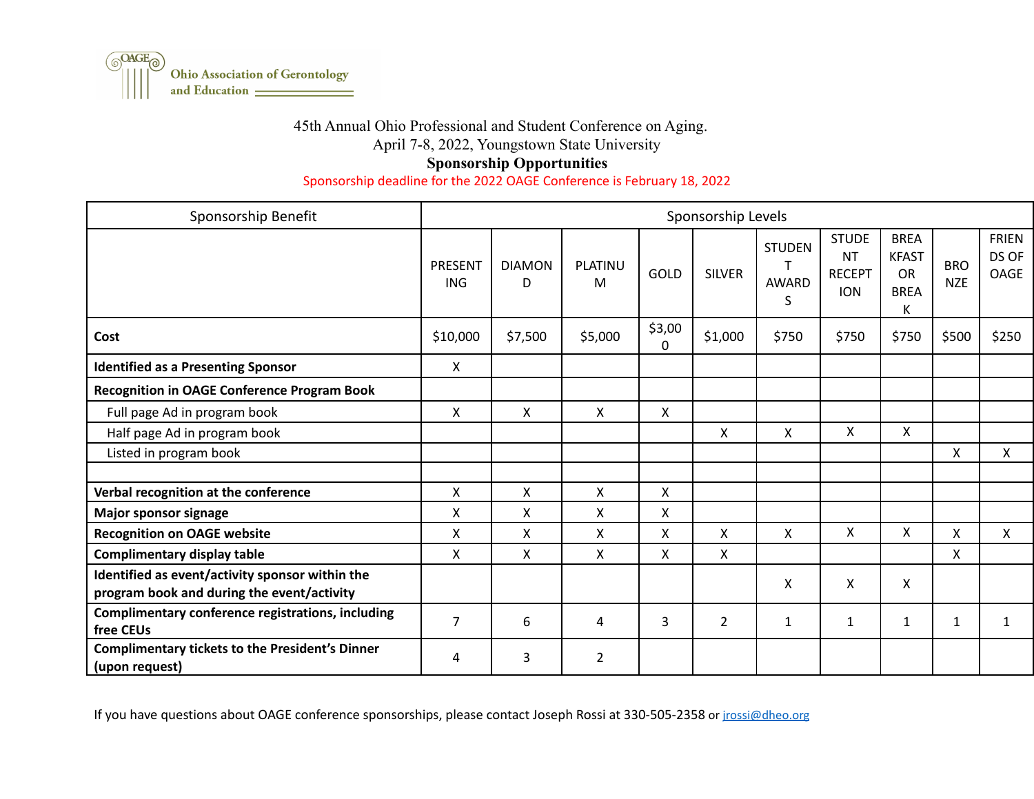Ohio Association of Gerontology and Education

45th Annual Ohio Professional and Student Conference on Aging.

April 7-8, 2022, Youngstown State University

**Sponsorship Opportunities**

Sponsorship deadline for the 2022 OAGE Conference is February 18, 2022

| Sponsorship Benefit | Sponsorship Levels | | | | | | | | | |
|---|---|---|---|---|---|---|---|---|---|---|
| | PRESENTING | DIAMOND | PLATINUM | GOLD | SILVER | STUDENT AWARDS | STUDENT RECEPTION | BREAKFAST OR BREAK | BRONZE | FRIENDS OF OAGE |
| **Cost** | $10,000 | $7,500 | $5,000 | $3,000 | $1,000 | $750 | $750 | $750 | $500 | $250 |
| **Identified as a Presenting Sponsor** | X | | | | | | | | | |
| **Recognition in OAGE Conference Program Book** | | | | | | | | | | |
| Full page Ad in program book | X | X | X | X | | | | | | |
| Half page Ad in program book | | | | | X | X | X | X | | |
| Listed in program book | | | | | | | | | X | X |
| | | | | | | | | | | |
| **Verbal recognition at the conference** | X | X | X | X | | | | | | |
| **Major sponsor signage** | X | X | X | X | | | | | | |
| **Recognition on OAGE website** | X | X | X | X | X | X | X | X | X | X |
| **Complimentary display table** | X | X | X | X | X | | | | X | |
| **Identified as event/activity sponsor within the program book and during the event/activity** | | | | | | X | X | X | | |
| **Complimentary conference registrations, including free CEUs** | 7 | 6 | 4 | 3 | 2 | 1 | 1 | 1 | 1 | 1 |
| **Complimentary tickets to the President's Dinner (upon request)** | 4 | 3 | 2 | | | | | | | |

If you have questions about OAGE conference sponsorships, please contact Joseph Rossi at 330-505-2358 or [jrossi@dheo.org](mailto:jrossi@dheo.org)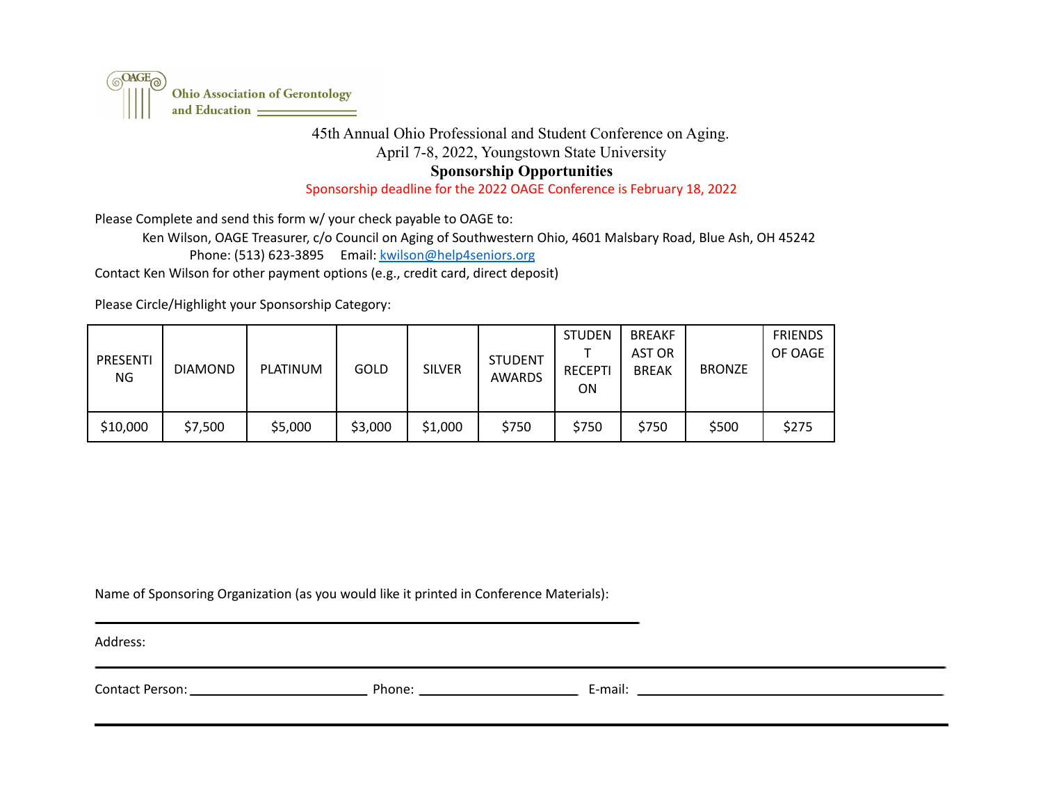Ohio Association of Gerontology and Education

45th Annual Ohio Professional and Student Conference on Aging.
April 7-8, 2022, Youngstown State University

**Sponsorship Opportunities**

Sponsorship deadline for the 2022 OAGE Conference is February 18, 2022

Please Complete and send this form w/ your check payable to OAGE to:

Ken Wilson, OAGE Treasurer, c/o Council on Aging of Southwestern Ohio, 4601 Malsbary Road, Blue Ash, OH 45242
Phone: (513) 623-3895 Email: kwilson@help4seniors.org

Contact Ken Wilson for other payment options (e.g., credit card, direct deposit)

Please Circle/Highlight your Sponsorship Category:

| PRESENTING | DIAMOND | PLATINUM | GOLD | SILVER | STUDENT AWARDS | STUDENT RECEPTION | BREAKFAST OR BREAK | BRONZE | FRIENDS OF OAGE |
|---|---|---|---|---|---|---|---|---|---|
| $10,000 | $7,500 | $5,000 | $3,000 | $1,000 | $750 | $750 | $750 | $500 | $275 |

Name of Sponsoring Organization (as you would like it printed in Conference Materials):

\_\_\_\_\_\_\_\_\_\_\_\_\_\_\_\_\_\_\_\_\_\_\_\_\_\_\_\_\_\_\_\_\_\_\_\_\_\_\_\_\_\_\_\_\_\_\_\_\_\_\_\_

Address:

\_\_\_\_\_\_\_\_\_\_\_\_\_\_\_\_\_\_\_\_\_\_\_\_\_\_\_\_\_\_\_\_\_\_\_\_\_\_\_\_\_\_\_\_\_\_\_\_\_\_\_\_

Contact Person: \_\_\_\_\_\_\_\_\_\_\_\_\_\_\_\_\_\_ Phone: \_\_\_\_\_\_\_\_\_\_\_\_\_\_\_\_\_\_ E-mail: \_\_\_\_\_\_\_\_\_\_\_\_\_\_\_\_\_\_\_\_\_\_\_\_\_\_\_\_\_\_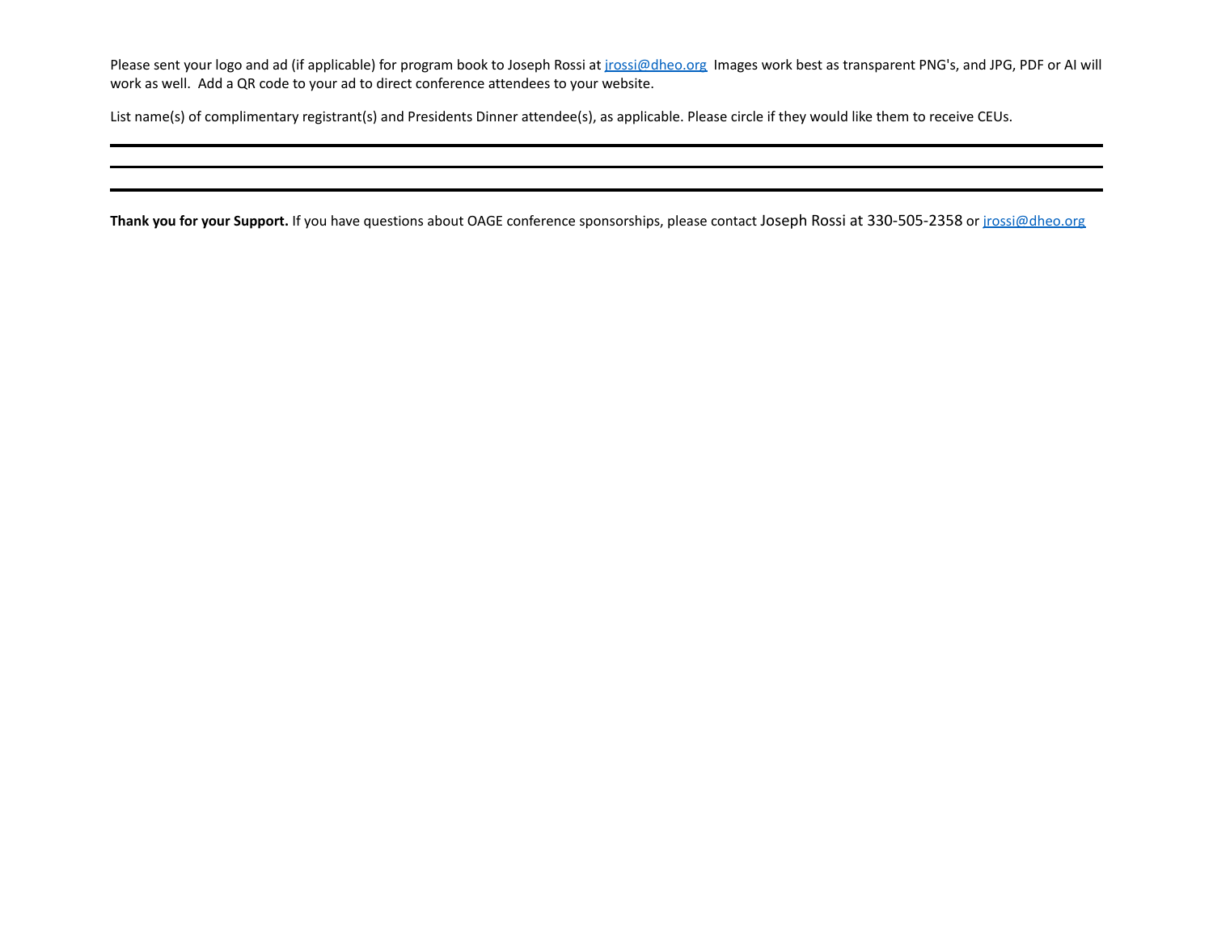Please sent your logo and ad (if applicable) for program book to Joseph Rossi at jrossi@dheo.org  Images work best as transparent PNG's, and JPG, PDF or AI will work as well.  Add a QR code to your ad to direct conference attendees to your website.

List name(s) of complimentary registrant(s) and Presidents Dinner attendee(s), as applicable. Please circle if they would like them to receive CEUs.

---

---

---

**Thank you for your Support.** If you have questions about OAGE conference sponsorships, please contact Joseph Rossi at 330-505-2358 or jrossi@dheo.org